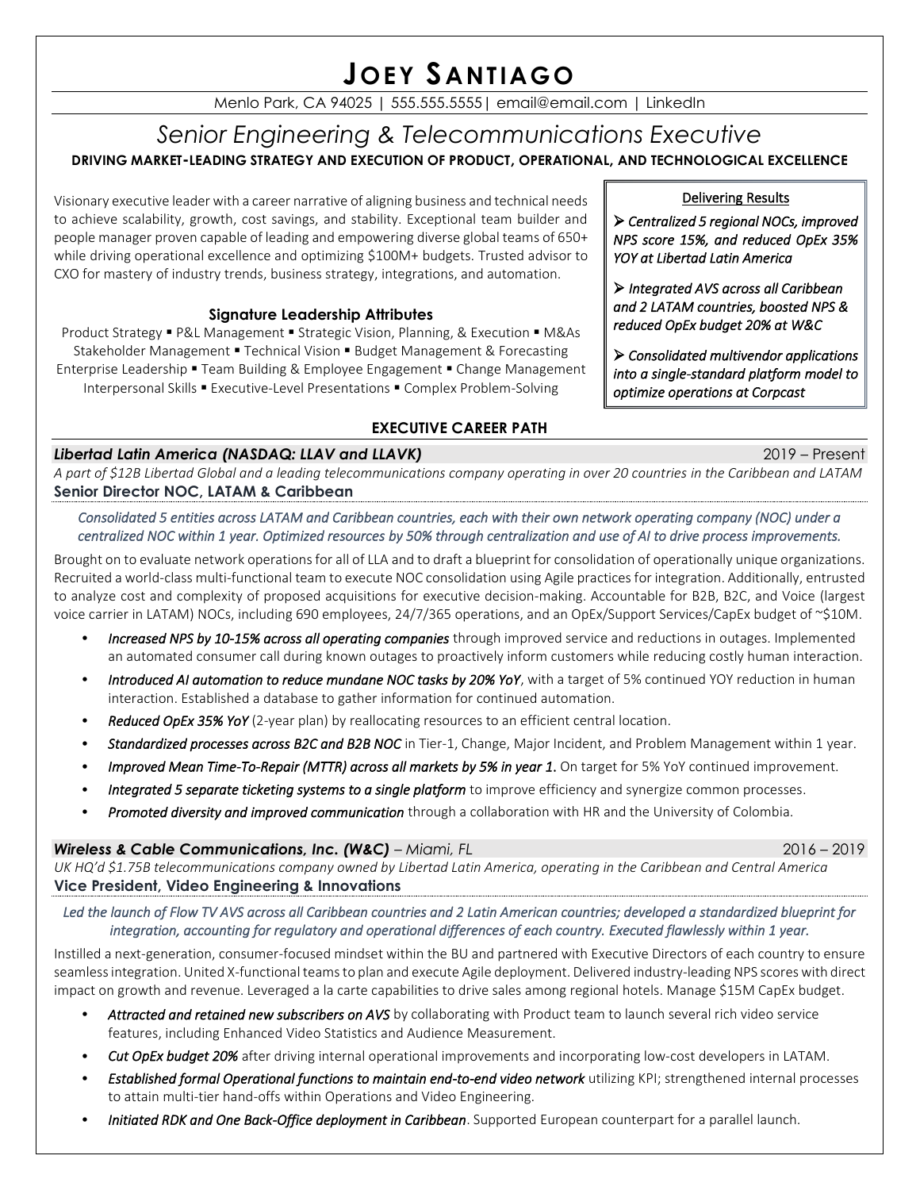# JOEY SANTIAGO

Menlo Park, CA 94025 | 555.555.5555| email@email.com | LinkedIn

## *Senior Engineering & Telecommunications Executive*

**DRIVING MARKET-LEADING STRATEGY AND EXECUTION OF PRODUCT, OPERATIONAL, AND TECHNOLOGICAL EXCELLENCE**

Visionary executive leader with a career narrative of aligning business and technical needs to achieve scalability, growth, cost savings, and stability. Exceptional team builder and people manager proven capable of leading and empowering diverse global teams of 650+ while driving operational excellence and optimizing $100M+ budgets. Trusted advisor to CXO for mastery of industry trends, business strategy, integrations, and automation.

### Signature Leadership Attributes

Product Strategy ▪ P&L Management ▪ Strategic Vision, Planning, & Execution ▪ M&As
Stakeholder Management ▪ Technical Vision ▪ Budget Management & Forecasting
Enterprise Leadership ▪ Team Building & Employee Engagement ▪ Change Management
Interpersonal Skills ▪ Executive-Level Presentations ▪ Complex Problem-Solving

### Delivering Results

- ***Centralized 5 regional NOCs, improved NPS score 15%, and reduced OpEx 35% YOY at Libertad Latin America***
- ***Integrated AVS across all Caribbean and 2 LATAM countries, boosted NPS & reduced OpEx budget 20% at W&C***
- ***Consolidated multivendor applications into a single-standard platform model to optimize operations at Corpcast***

## EXECUTIVE CAREER PATH

***Libertad Latin America (NASDAQ: LLAV and LLAVK)*** 2019 – Present

*A part of $12B Libertad Global and a leading telecommunications company operating in over 20 countries in the Caribbean and LATAM*

**Senior Director NOC, LATAM & Caribbean**

*Consolidated 5 entities across LATAM and Caribbean countries, each with their own network operating company (NOC) under a centralized NOC within 1 year. Optimized resources by 50% through centralization and use of AI to drive process improvements.*

Brought on to evaluate network operations for all of LLA and to draft a blueprint for consolidation of operationally unique organizations. Recruited a world-class multi-functional team to execute NOC consolidation using Agile practices for integration. Additionally, entrusted to analyze cost and complexity of proposed acquisitions for executive decision-making. Accountable for B2B, B2C, and Voice (largest voice carrier in LATAM) NOCs, including 690 employees, 24/7/365 operations, and an OpEx/Support Services/CapEx budget of ~$10M.

- ***Increased NPS by 10-15% across all operating companies*** through improved service and reductions in outages. Implemented an automated consumer call during known outages to proactively inform customers while reducing costly human interaction.
- ***Introduced AI automation to reduce mundane NOC tasks by 20% YoY***, with a target of 5% continued YOY reduction in human interaction. Established a database to gather information for continued automation.
- ***Reduced OpEx 35% YoY*** (2-year plan) by reallocating resources to an efficient central location.
- ***Standardized processes across B2C and B2B NOC*** in Tier-1, Change, Major Incident, and Problem Management within 1 year.
- ***Improved Mean Time-To-Repair (MTTR) across all markets by 5% in year 1.*** On target for 5% YoY continued improvement.
- ***Integrated 5 separate ticketing systems to a single platform*** to improve efficiency and synergize common processes.
- ***Promoted diversity and improved communication*** through a collaboration with HR and the University of Colombia.

***Wireless & Cable Communications, Inc. (W&C)*** *– Miami, FL* 2016 – 2019

*UK HQ'd $1.75B telecommunications company owned by Libertad Latin America, operating in the Caribbean and Central America*

**Vice President, Video Engineering & Innovations**

*Led the launch of Flow TV AVS across all Caribbean countries and 2 Latin American countries; developed a standardized blueprint for integration, accounting for regulatory and operational differences of each country. Executed flawlessly within 1 year.*

Instilled a next-generation, consumer-focused mindset within the BU and partnered with Executive Directors of each country to ensure seamless integration. United X-functional teams to plan and execute Agile deployment. Delivered industry-leading NPS scores with direct impact on growth and revenue. Leveraged a la carte capabilities to drive sales among regional hotels. Manage $15M CapEx budget.

- ***Attracted and retained new subscribers on AVS*** by collaborating with Product team to launch several rich video service features, including Enhanced Video Statistics and Audience Measurement.
- ***Cut OpEx budget 20%*** after driving internal operational improvements and incorporating low-cost developers in LATAM.
- ***Established formal Operational functions to maintain end-to-end video network*** utilizing KPI; strengthened internal processes to attain multi-tier hand-offs within Operations and Video Engineering.
- ***Initiated RDK and One Back-Office deployment in Caribbean***. Supported European counterpart for a parallel launch.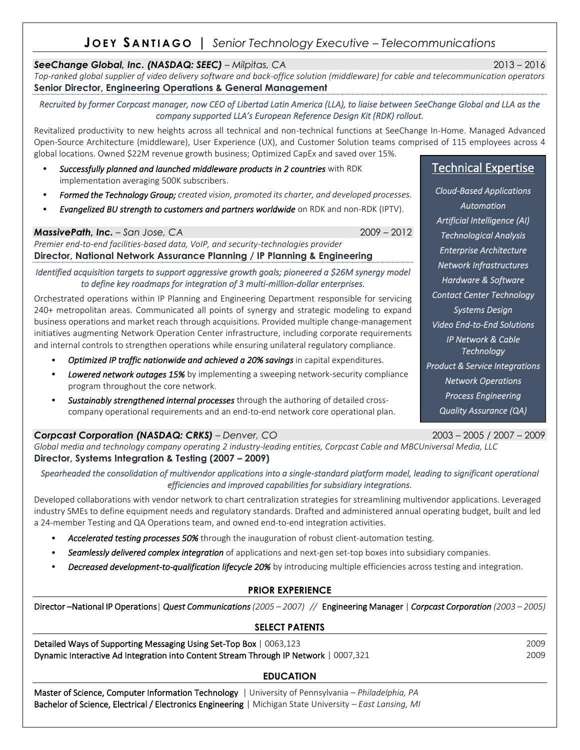# JOEY SANTIAGO | *Senior Technology Executive – Telecommunications*

***SeeChange Global, Inc. (NASDAQ: SEEC)** – Milpitas, CA* 2013 – 2016

*Top-ranked global supplier of video delivery software and back-office solution (middleware) for cable and telecommunication operators*

**Senior Director, Engineering Operations & General Management**

*Recruited by former Corpcast manager, now CEO of Libertad Latin America (LLA), to liaise between SeeChange Global and LLA as the company supported LLA's European Reference Design Kit (RDK) rollout.*

Revitalized productivity to new heights across all technical and non-technical functions at SeeChange In-Home. Managed Advanced Open-Source Architecture (middleware), User Experience (UX), and Customer Solution teams comprised of 115 employees across 4 global locations. Owned $22M revenue growth business; Optimized CapEx and saved over 15%.

- ***Successfully planned and launched middleware products in 2 countries*** with RDK implementation averaging 500K subscribers.
- ***Formed the Technology Group;*** *created vision, promoted its charter, and developed processes.*
- ***Evangelized BU strength to customers and partners worldwide*** on RDK and non-RDK (IPTV).

## Technical Expertise

*Cloud-Based Applications*
*Automation*
*Artificial Intelligence (AI)*
*Technological Analysis*
*Enterprise Architecture*
*Network Infrastructures*
*Hardware & Software*
*Contact Center Technology*
*Systems Design*
*Video End-to-End Solutions*
*IP Network & Cable Technology*
*Product & Service Integrations*
*Network Operations*
*Process Engineering*
*Quality Assurance (QA)*

***MassivePath, Inc.** – San Jose, CA* 2009 – 2012

*Premier end-to-end facilities-based data, VoIP, and security-technologies provider*

**Director, National Network Assurance Planning / IP Planning & Engineering**

*Identified acquisition targets to support aggressive growth goals; pioneered a $26M synergy model to define key roadmaps for integration of 3 multi-million-dollar enterprises.*

Orchestrated operations within IP Planning and Engineering Department responsible for servicing 240+ metropolitan areas. Communicated all points of synergy and strategic modeling to expand business operations and market reach through acquisitions. Provided multiple change-management initiatives augmenting Network Operation Center infrastructure, including corporate requirements and internal controls to strengthen operations while ensuring unilateral regulatory compliance.

- ***Optimized IP traffic nationwide and achieved a 20% savings*** in capital expenditures.
- ***Lowered network outages 15%*** by implementing a sweeping network-security compliance program throughout the core network.
- ***Sustainably strengthened internal processes*** through the authoring of detailed cross-company operational requirements and an end-to-end network core operational plan.

***Corpcast Corporation (NASDAQ: CRKS)** – Denver, CO* 2003 – 2005 / 2007 – 2009

*Global media and technology company operating 2 industry-leading entities, Corpcast Cable and MBCUniversal Media, LLC*

**Director, Systems Integration & Testing (2007 – 2009)**

*Spearheaded the consolidation of multivendor applications into a single-standard platform model, leading to significant operational efficiencies and improved capabilities for subsidiary integrations.*

Developed collaborations with vendor network to chart centralization strategies for streamlining multivendor applications. Leveraged industry SMEs to define equipment needs and regulatory standards. Drafted and administered annual operating budget, built and led a 24-member Testing and QA Operations team, and owned end-to-end integration activities.

- ***Accelerated testing processes 50%*** through the inauguration of robust client-automation testing.
- ***Seamlessly delivered complex integration*** of applications and next-gen set-top boxes into subsidiary companies.
- ***Decreased development-to-qualification lifecycle 20%*** by introducing multiple efficiencies across testing and integration.

## PRIOR EXPERIENCE

Director –National IP Operations| *Quest Communications (2005 – 2007)* // Engineering Manager | *Corpcast Corporation (2003 – 2005)*

## SELECT PATENTS

Detailed Ways of Supporting Messaging Using Set-Top Box | 0063,123 — 2009
Dynamic Interactive Ad Integration into Content Stream Through IP Network | 0007,321 — 2009

## EDUCATION

Master of Science, Computer Information Technology | University of Pennsylvania – *Philadelphia, PA*
Bachelor of Science, Electrical / Electronics Engineering | Michigan State University – *East Lansing, MI*